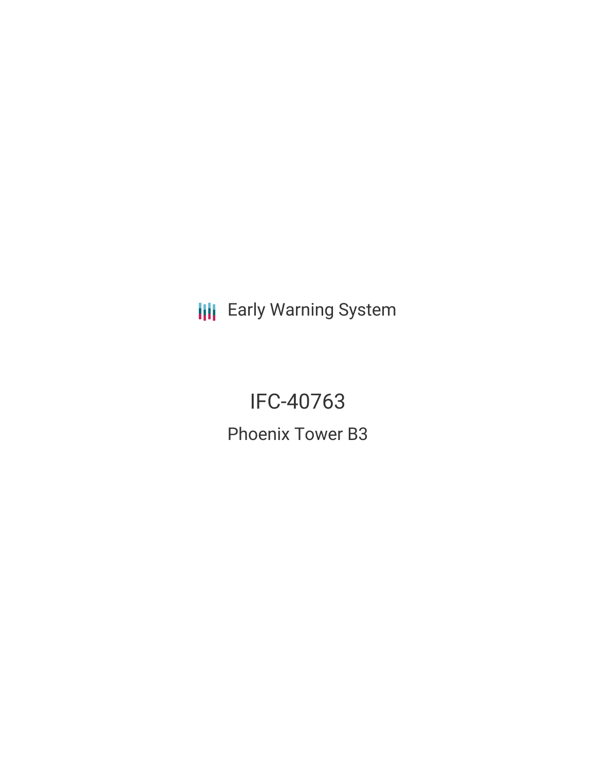Early Warning System

# IFC-40763

## Phoenix Tower B3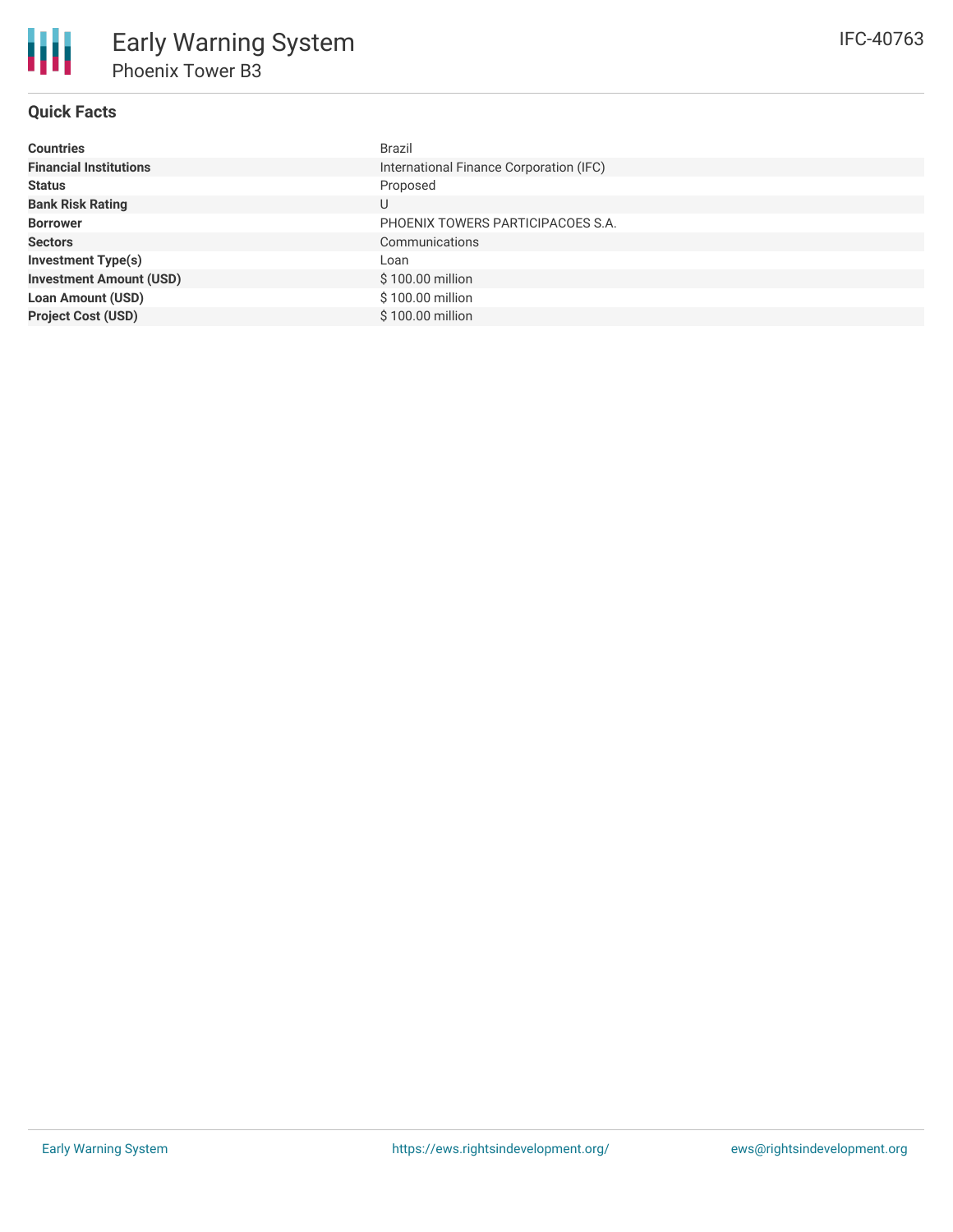# Early Warning System

## Phoenix Tower B3

IFC-40763

### Quick Facts

| | |
|---|---|
| **Countries** | Brazil |
| **Financial Institutions** | International Finance Corporation (IFC) |
| **Status** | Proposed |
| **Bank Risk Rating** | U |
| **Borrower** | PHOENIX TOWERS PARTICIPACOES S.A. |
| **Sectors** | Communications |
| **Investment Type(s)** | Loan |
| **Investment Amount (USD)** | $ 100.00 million |
| **Loan Amount (USD)** | $ 100.00 million |
| **Project Cost (USD)** | $ 100.00 million |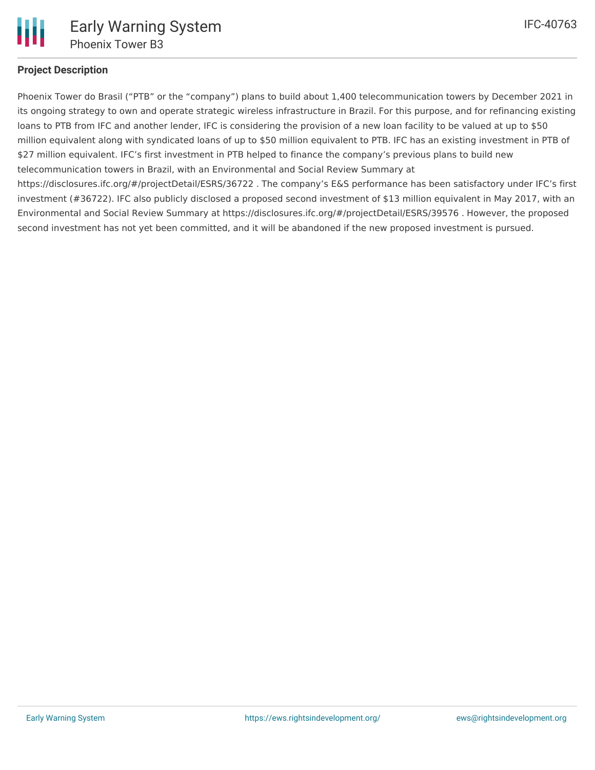## Project Description

Phoenix Tower do Brasil ("PTB" or the "company") plans to build about 1,400 telecommunication towers by December 2021 in its ongoing strategy to own and operate strategic wireless infrastructure in Brazil. For this purpose, and for refinancing existing loans to PTB from IFC and another lender, IFC is considering the provision of a new loan facility to be valued at up to $50 million equivalent along with syndicated loans of up to $50 million equivalent to PTB. IFC has an existing investment in PTB of $27 million equivalent. IFC's first investment in PTB helped to finance the company's previous plans to build new telecommunication towers in Brazil, with an Environmental and Social Review Summary at https://disclosures.ifc.org/#/projectDetail/ESRS/36722 . The company's E&S performance has been satisfactory under IFC's first investment (#36722). IFC also publicly disclosed a proposed second investment of $13 million equivalent in May 2017, with an Environmental and Social Review Summary at https://disclosures.ifc.org/#/projectDetail/ESRS/39576 . However, the proposed second investment has not yet been committed, and it will be abandoned if the new proposed investment is pursued.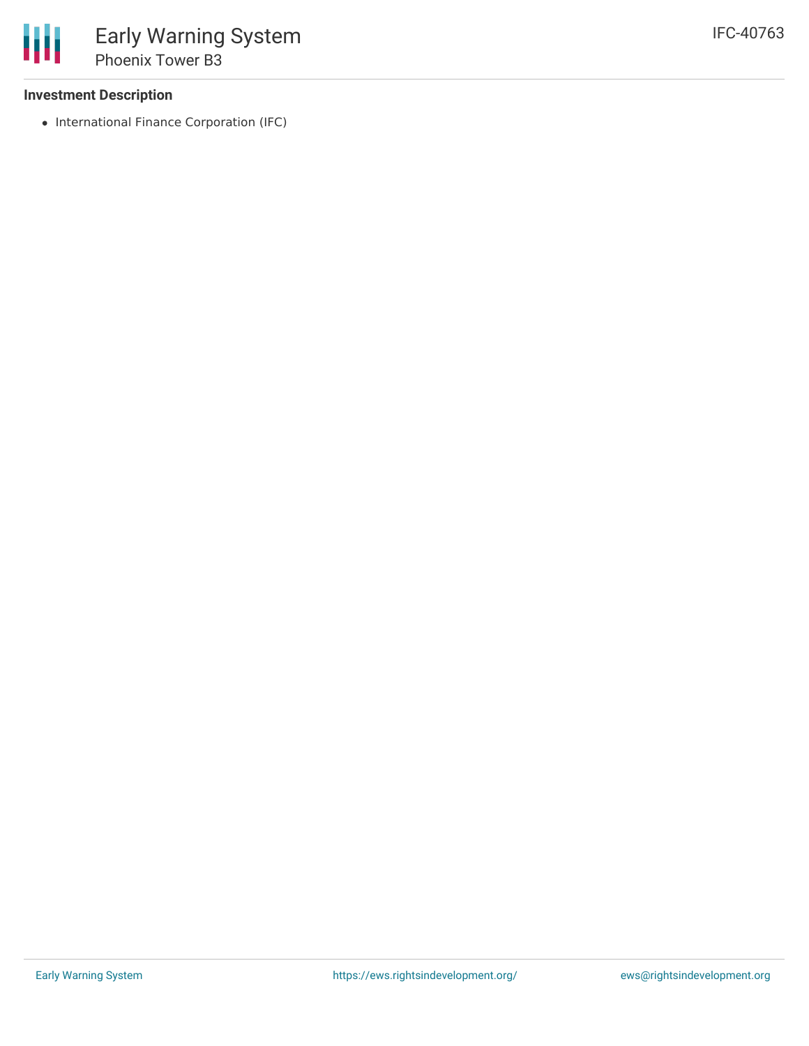### Investment Description

- International Finance Corporation (IFC)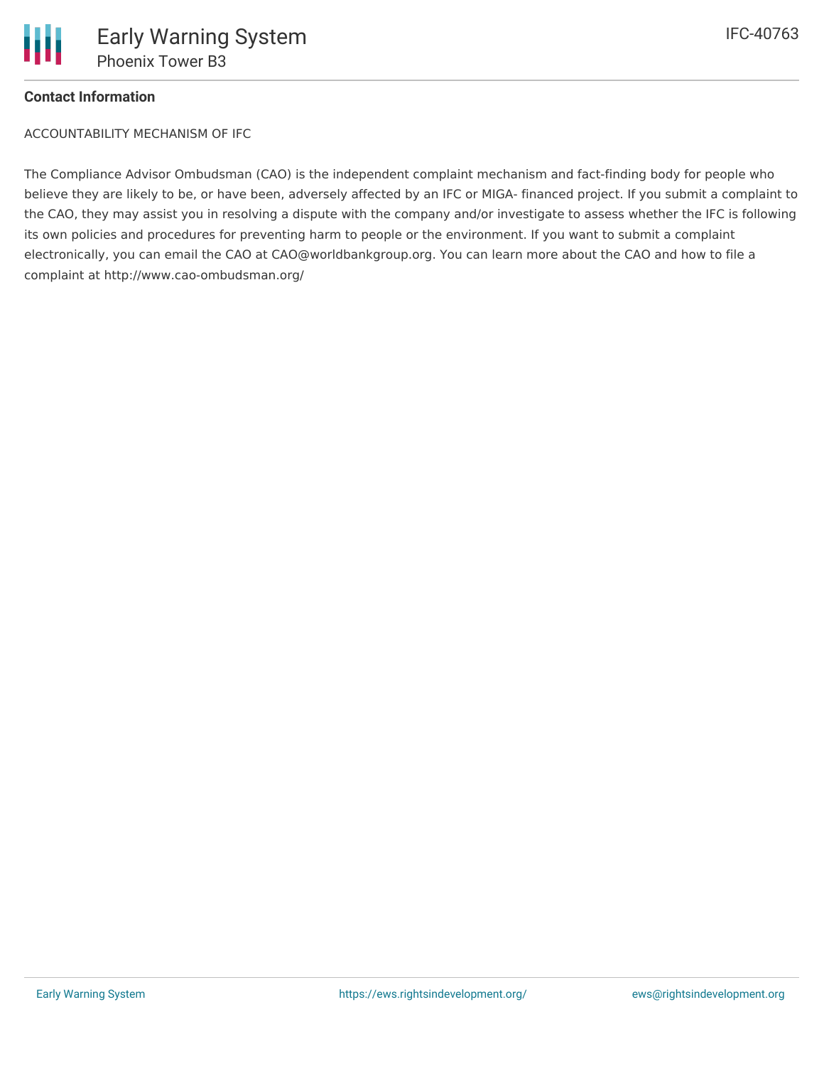**Contact Information**

ACCOUNTABILITY MECHANISM OF IFC

The Compliance Advisor Ombudsman (CAO) is the independent complaint mechanism and fact-finding body for people who believe they are likely to be, or have been, adversely affected by an IFC or MIGA- financed project. If you submit a complaint to the CAO, they may assist you in resolving a dispute with the company and/or investigate to assess whether the IFC is following its own policies and procedures for preventing harm to people or the environment. If you want to submit a complaint electronically, you can email the CAO at CAO@worldbankgroup.org. You can learn more about the CAO and how to file a complaint at http://www.cao-ombudsman.org/